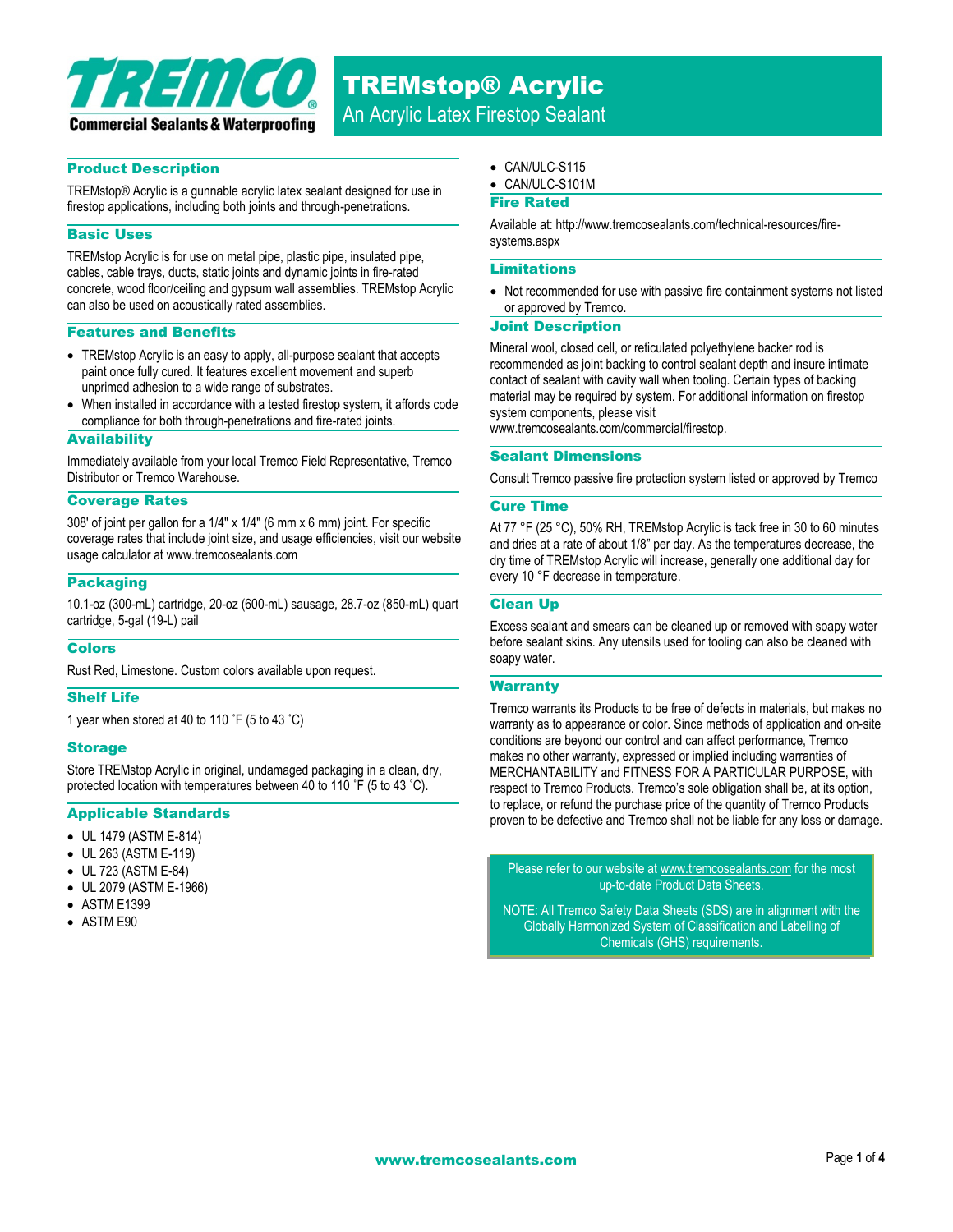# TREMstop® Acrylic

An Acrylic Latex Firestop Sealant

## Product Description

TREMstop® Acrylic is a gunnable acrylic latex sealant designed for use in firestop applications, including both joints and through-penetrations.

## Basic Uses

TREMstop Acrylic is for use on metal pipe, plastic pipe, insulated pipe, cables, cable trays, ducts, static joints and dynamic joints in fire-rated concrete, wood floor/ceiling and gypsum wall assemblies. TREMstop Acrylic can also be used on acoustically rated assemblies.

## Features and Benefits

- TREMstop Acrylic is an easy to apply, all-purpose sealant that accepts paint once fully cured. It features excellent movement and superb unprimed adhesion to a wide range of substrates.
- When installed in accordance with a tested firestop system, it affords code compliance for both through-penetrations and fire-rated joints.

## Availability

Immediately available from your local Tremco Field Representative, Tremco Distributor or Tremco Warehouse.

## Coverage Rates

308' of joint per gallon for a 1/4" x 1/4" (6 mm x 6 mm) joint. For specific coverage rates that include joint size, and usage efficiencies, visit our website usage calculator at www.tremcosealants.com

## Packaging

10.1-oz (300-mL) cartridge, 20-oz (600-mL) sausage, 28.7-oz (850-mL) quart cartridge, 5-gal (19-L) pail

## Colors

Rust Red, Limestone. Custom colors available upon request.

## Shelf Life

1 year when stored at 40 to 110 ˚F (5 to 43 ˚C)

## Storage

Store TREMstop Acrylic in original, undamaged packaging in a clean, dry, protected location with temperatures between 40 to 110 ˚F (5 to 43 ˚C).

## Applicable Standards

- UL 1479 (ASTM E-814)
- UL 263 (ASTM E-119)
- UL 723 (ASTM E-84)
- UL 2079 (ASTM E-1966)
- ASTM E1399
- ASTM E90
- CAN/ULC-S115
- CAN/ULC-S101M

## Fire Rated

Available at: http://www.tremcosealants.com/technical-resources/fire-systems.aspx

## Limitations

- Not recommended for use with passive fire containment systems not listed or approved by Tremco.

## Joint Description

Mineral wool, closed cell, or reticulated polyethylene backer rod is recommended as joint backing to control sealant depth and insure intimate contact of sealant with cavity wall when tooling. Certain types of backing material may be required by system. For additional information on firestop system components, please visit www.tremcosealants.com/commercial/firestop.

## Sealant Dimensions

Consult Tremco passive fire protection system listed or approved by Tremco

## Cure Time

At 77 °F (25 °C), 50% RH, TREMstop Acrylic is tack free in 30 to 60 minutes and dries at a rate of about 1/8" per day. As the temperatures decrease, the dry time of TREMstop Acrylic will increase, generally one additional day for every 10 °F decrease in temperature.

## Clean Up

Excess sealant and smears can be cleaned up or removed with soapy water before sealant skins. Any utensils used for tooling can also be cleaned with soapy water.

## Warranty

Tremco warrants its Products to be free of defects in materials, but makes no warranty as to appearance or color. Since methods of application and on-site conditions are beyond our control and can affect performance, Tremco makes no other warranty, expressed or implied including warranties of MERCHANTABILITY and FITNESS FOR A PARTICULAR PURPOSE, with respect to Tremco Products. Tremco's sole obligation shall be, at its option, to replace, or refund the purchase price of the quantity of Tremco Products proven to be defective and Tremco shall not be liable for any loss or damage.

Please refer to our website at www.tremcosealants.com for the most up-to-date Product Data Sheets.

NOTE: All Tremco Safety Data Sheets (SDS) are in alignment with the Globally Harmonized System of Classification and Labelling of Chemicals (GHS) requirements.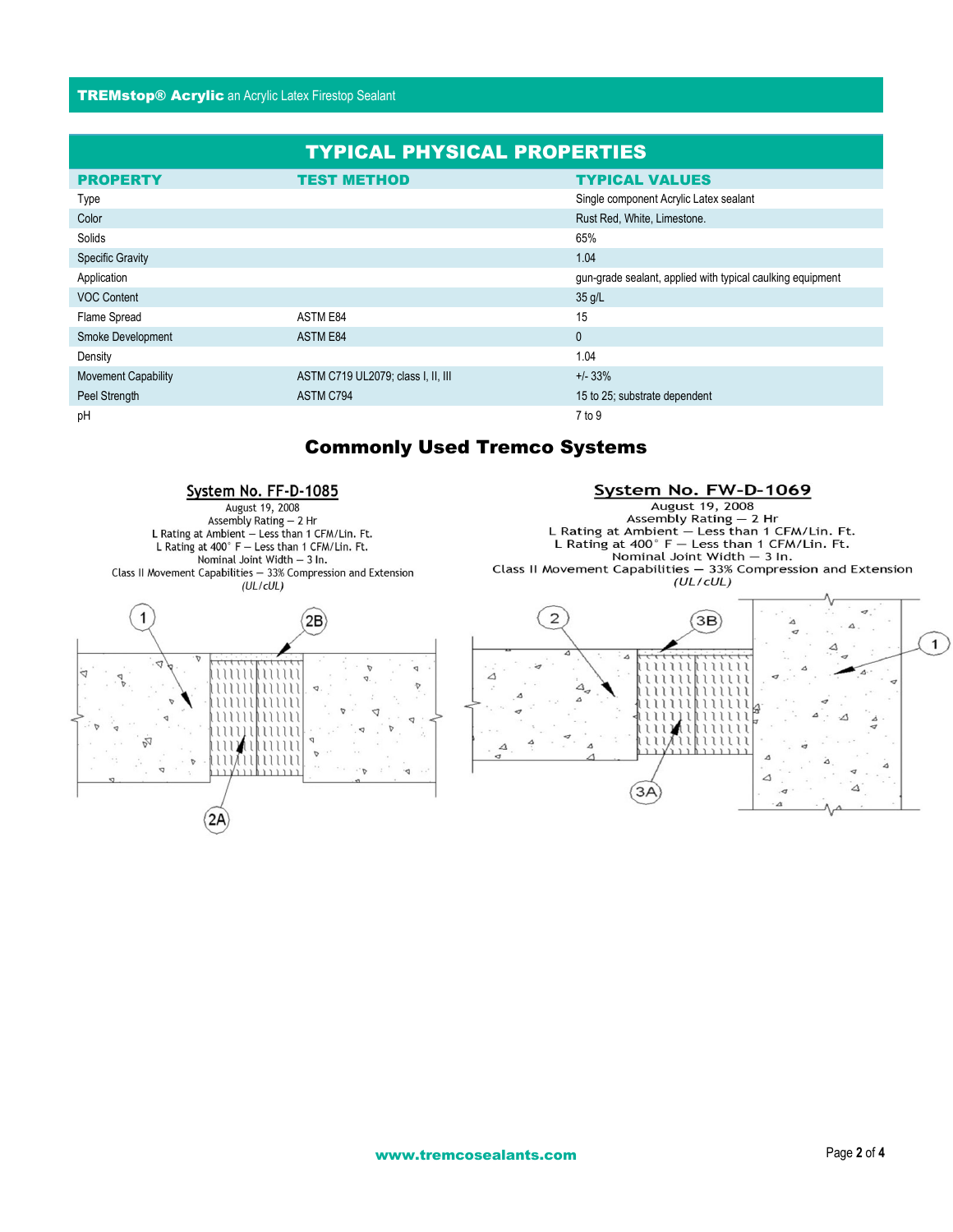## TYPICAL PHYSICAL PROPERTIES

| PROPERTY | TEST METHOD | TYPICAL VALUES |
|---|---|---|
| Type | | Single component Acrylic Latex sealant |
| Color | | Rust Red, White, Limestone. |
| Solids | | 65% |
| Specific Gravity | | 1.04 |
| Application | | gun-grade sealant, applied with typical caulking equipment |
| VOC Content | | 35 g/L |
| Flame Spread | ASTM E84 | 15 |
| Smoke Development | ASTM E84 | 0 |
| Density | | 1.04 |
| Movement Capability | ASTM C719 UL2079; class I, II, III | +/- 33% |
| Peel Strength | ASTM C794 | 15 to 25; substrate dependent |
| pH | | 7 to 9 |

## Commonly Used Tremco Systems

### System No. FF-D-1085

August 19, 2008
Assembly Rating — 2 Hr
L Rating at Ambient — Less than 1 CFM/Lin. Ft.
L Rating at 400° F — Less than 1 CFM/Lin. Ft.
Nominal Joint Width — 3 In.
Class II Movement Capabilities — 33% Compression and Extension
*(UL/cUL)*

1, 2B, 2A

### System No. FW-D-1069

August 19, 2008
Assembly Rating — 2 Hr
L Rating at Ambient — Less than 1 CFM/Lin. Ft.
L Rating at 400° F — Less than 1 CFM/Lin. Ft.
Nominal Joint Width — 3 In.
Class II Movement Capabilities — 33% Compression and Extension
*(UL/cUL)*

2, 3B, 1, 3A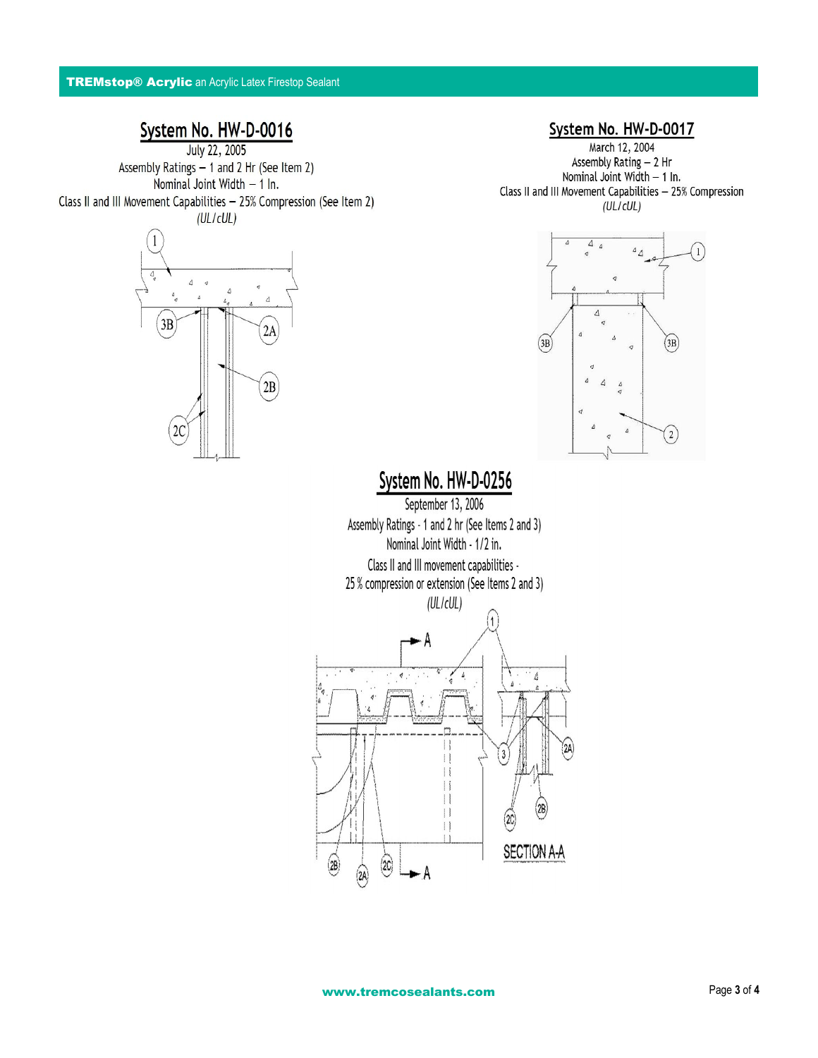## System No. HW-D-0016

July 22, 2005

Assembly Ratings – 1 and 2 Hr (See Item 2)

Nominal Joint Width – 1 In.

Class II and III Movement Capabilities – 25% Compression (See Item 2)

*(UL/cUL)*

## System No. HW-D-0017

March 12, 2004

Assembly Rating – 2 Hr

Nominal Joint Width – 1 In.

Class II and III Movement Capabilities – 25% Compression

*(UL/cUL)*

## System No. HW-D-0256

September 13, 2006

Assembly Ratings - 1 and 2 hr (See Items 2 and 3)

Nominal Joint Width - 1/2 in.

Class II and III movement capabilities - 25 % compression or extension (See Items 2 and 3)

*(UL/cUL)*

SECTION A-A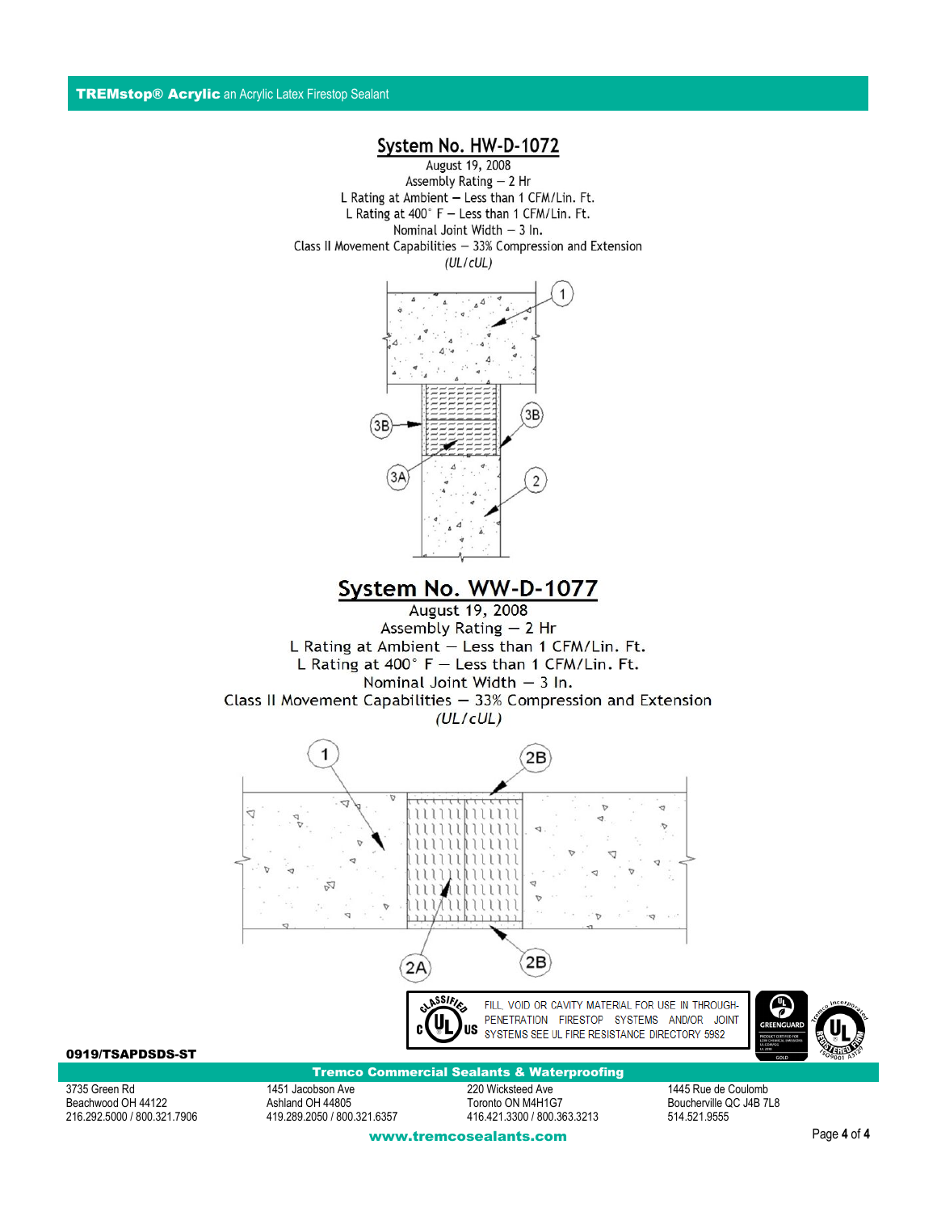**TREMstop® Acrylic** an Acrylic Latex Firestop Sealant

## System No. HW-D-1072

August 19, 2008
Assembly Rating – 2 Hr
L Rating at Ambient – Less than 1 CFM/Lin. Ft.
L Rating at 400° F – Less than 1 CFM/Lin. Ft.
Nominal Joint Width – 3 In.
Class II Movement Capabilities – 33% Compression and Extension
*(UL/cUL)*

1
3B
3B
3A
2

## System No. WW-D-1077

August 19, 2008
Assembly Rating – 2 Hr
L Rating at Ambient – Less than 1 CFM/Lin. Ft.
L Rating at 400° F – Less than 1 CFM/Lin. Ft.
Nominal Joint Width – 3 In.
Class II Movement Capabilities – 33% Compression and Extension
*(UL/cUL)*

1
2B
2A
2B

CLASSIFIED c UL US — FILL, VOID OR CAVITY MATERIAL FOR USE IN THROUGH-PENETRATION FIRESTOP SYSTEMS AND/OR JOINT SYSTEMS SEE UL FIRE RESISTANCE DIRECTORY 59S2

0919/TSAPDSDS-ST

**Tremco Commercial Sealants & Waterproofing**

3735 Green Rd
Beachwood OH 44122
216.292.5000 / 800.321.7906

1451 Jacobson Ave
Ashland OH 44805
419.289.2050 / 800.321.6357

220 Wicksteed Ave
Toronto ON M4H1G7
416.421.3300 / 800.363.3213

1445 Rue de Coulomb
Boucherville QC J4B 7L8
514.521.9555

www.tremcosealants.com